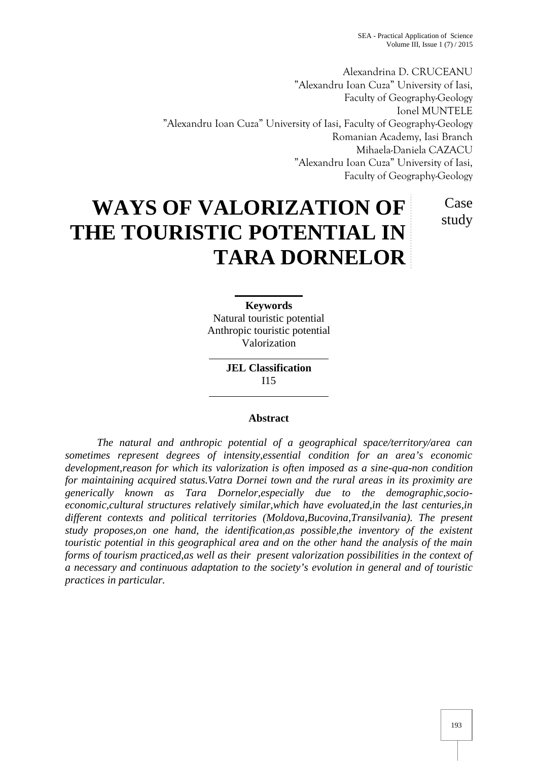Alexandrina D. CRUCEANU
"Alexandru Ioan Cuza" University of Iasi,
Faculty of Geography-Geology
Ionel MUNTELE
"Alexandru Ioan Cuza" University of Iasi, Faculty of Geography-Geology
Romanian Academy, Iasi Branch
Mihaela-Daniela CAZACU
"Alexandru Ioan Cuza" University of Iasi,
Faculty of Geography-Geology

# WAYS OF VALORIZATION OF THE TOURISTIC POTENTIAL IN TARA DORNELOR

Case study

**Keywords**
Natural touristic potential
Anthropic touristic potential
Valorization

**JEL Classification**
I15

**Abstract**

*The natural and anthropic potential of a geographical space/territory/area can sometimes represent degrees of intensity,essential condition for an area's economic development,reason for which its valorization is often imposed as a sine-qua-non condition for maintaining acquired status.Vatra Dornei town and the rural areas in its proximity are generically known as Tara Dornelor,especially due to the demographic,socio-economic,cultural structures relatively similar,which have evoluated,in the last centuries,in different contexts and political territories (Moldova,Bucovina,Transilvania). The present study proposes,on one hand, the identification,as possible,the inventory of the existent touristic potential in this geographical area and on the other hand the analysis of the main forms of tourism practiced,as well as their present valorization possibilities in the context of a necessary and continuous adaptation to the society's evolution in general and of touristic practices in particular.*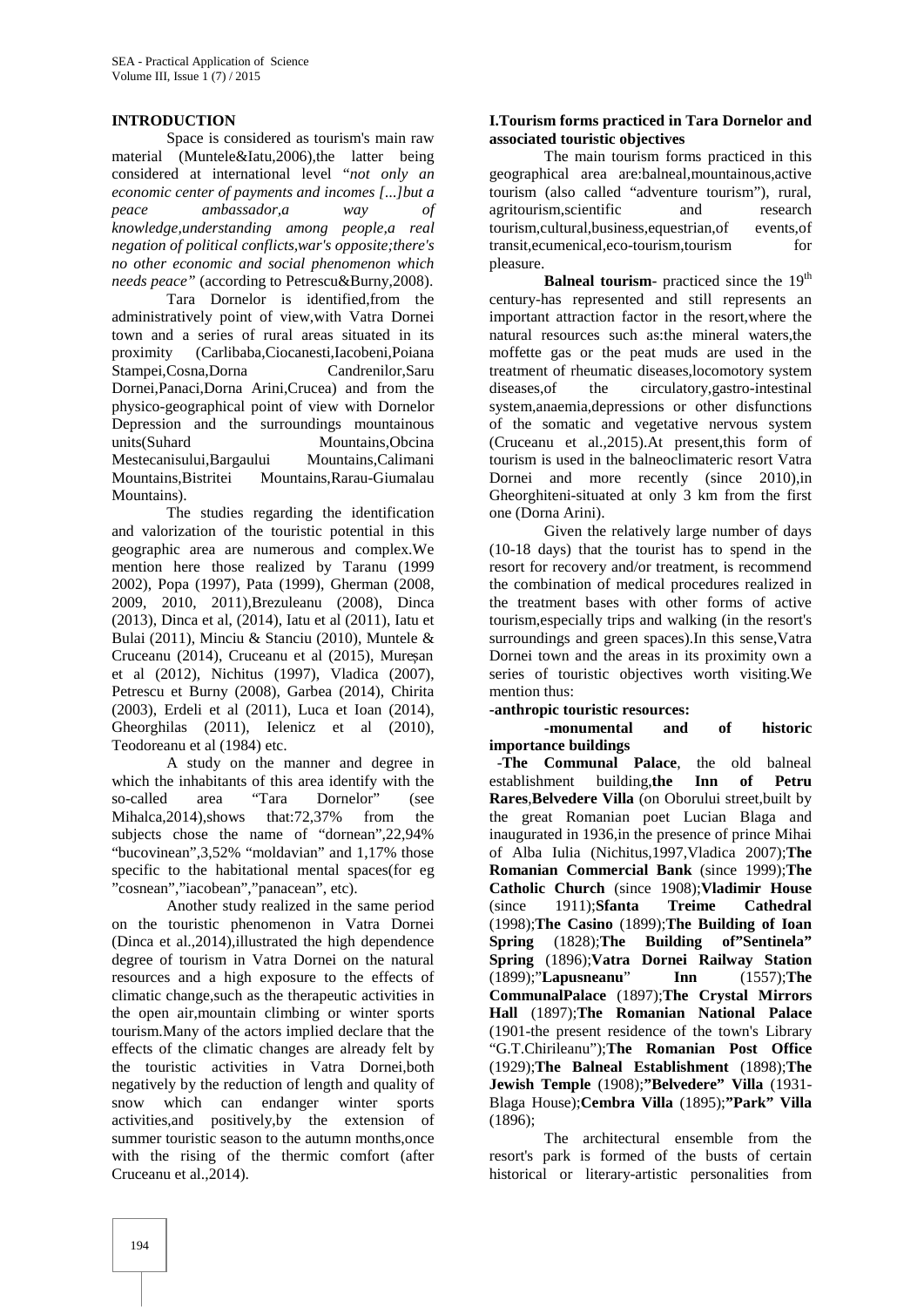## INTRODUCTION

Space is considered as tourism's main raw material (Muntele&Iatu,2006),the latter being considered at international level "*not only an economic center of payments and incomes [...]but a peace ambassador,a way of knowledge,understanding among people,a real negation of political conflicts,war's opposite;there's no other economic and social phenomenon which needs peace"* (according to Petrescu&Burny,2008).

Tara Dornelor is identified,from the administratively point of view,with Vatra Dornei town and a series of rural areas situated in its proximity (Carlibaba,Ciocanesti,Iacobeni,Poiana Stampei,Cosna,Dorna Candrenilor,Saru Dornei,Panaci,Dorna Arini,Crucea) and from the physico-geographical point of view with Dornelor Depression and the surroundings mountainous units(Suhard Mountains,Obcina Mestecanisului,Bargaului Mountains,Calimani Mountains,Bistritei Mountains,Rarau-Giumalau Mountains).

The studies regarding the identification and valorization of the touristic potential in this geographic area are numerous and complex.We mention here those realized by Taranu (1999 2002), Popa (1997), Pata (1999), Gherman (2008, 2009, 2010, 2011),Brezuleanu (2008), Dinca (2013), Dinca et al, (2014), Iatu et al (2011), Iatu et Bulai (2011), Minciu & Stanciu (2010), Muntele & Cruceanu (2014), Cruceanu et al (2015), Mureșan et al (2012), Nichitus (1997), Vladica (2007), Petrescu et Burny (2008), Garbea (2014), Chirita (2003), Erdeli et al (2011), Luca et Ioan (2014), Gheorghilas (2011), Ielenicz et al (2010), Teodoreanu et al (1984) etc.

A study on the manner and degree in which the inhabitants of this area identify with the so-called area "Tara Dornelor" (see Mihalca,2014),shows that:72,37% from the subjects chose the name of "dornean",22,94% "bucovinean",3,52% "moldavian" and 1,17% those specific to the habitational mental spaces(for eg "cosnean","iacobean","panacean", etc).

Another study realized in the same period on the touristic phenomenon in Vatra Dornei (Dinca et al.,2014),illustrated the high dependence degree of tourism in Vatra Dornei on the natural resources and a high exposure to the effects of climatic change,such as the therapeutic activities in the open air,mountain climbing or winter sports tourism.Many of the actors implied declare that the effects of the climatic changes are already felt by the touristic activities in Vatra Dornei,both negatively by the reduction of length and quality of snow which can endanger winter sports activities,and positively,by the extension of summer touristic season to the autumn months,once with the rising of the thermic comfort (after Cruceanu et al.,2014).

## I.Tourism forms practiced in Tara Dornelor and associated touristic objectives

The main tourism forms practiced in this geographical area are:balneal,mountainous,active tourism (also called "adventure tourism"), rural, agritourism,scientific and research tourism,cultural,business,equestrian,of events,of transit,ecumenical,eco-tourism,tourism for pleasure.

**Balneal tourism**- practiced since the 19th century-has represented and still represents an important attraction factor in the resort,where the natural resources such as:the mineral waters,the moffette gas or the peat muds are used in the treatment of rheumatic diseases,locomotory system diseases,of the circulatory,gastro-intestinal system,anaemia,depressions or other disfunctions of the somatic and vegetative nervous system (Cruceanu et al.,2015).At present,this form of tourism is used in the balneoclimateric resort Vatra Dornei and more recently (since 2010),in Gheorghiteni-situated at only 3 km from the first one (Dorna Arini).

Given the relatively large number of days (10-18 days) that the tourist has to spend in the resort for recovery and/or treatment, is recommend the combination of medical procedures realized in the treatment bases with other forms of active tourism,especially trips and walking (in the resort's surroundings and green spaces).In this sense,Vatra Dornei town and the areas in its proximity own a series of touristic objectives worth visiting.We mention thus:

**-anthropic touristic resources:**

**-monumental and of historic importance buildings**

-**The Communal Palace**, the old balneal establishment building,**the Inn of Petru Rares**,**Belvedere Villa** (on Oborului street,built by the great Romanian poet Lucian Blaga and inaugurated in 1936,in the presence of prince Mihai of Alba Iulia (Nichitus,1997,Vladica 2007);**The Romanian Commercial Bank** (since 1999);**The Catholic Church** (since 1908);**Vladimir House** (since 1911);**Sfanta Treime Cathedral** (1998);**The Casino** (1899);**The Building of Ioan Spring** (1828);**The Building of"Sentinela" Spring** (1896);**Vatra Dornei Railway Station** (1899);"**Lapusneanu**" **Inn** (1557);**The CommunalPalace** (1897);**The Crystal Mirrors Hall** (1897);**The Romanian National Palace** (1901-the present residence of the town's Library "G.T.Chirileanu");**The Romanian Post Office** (1929);**The Balneal Establishment** (1898);**The Jewish Temple** (1908);**"Belvedere" Villa** (1931-Blaga House);**Cembra Villa** (1895);**"Park" Villa** (1896);

The architectural ensemble from the resort's park is formed of the busts of certain historical or literary-artistic personalities from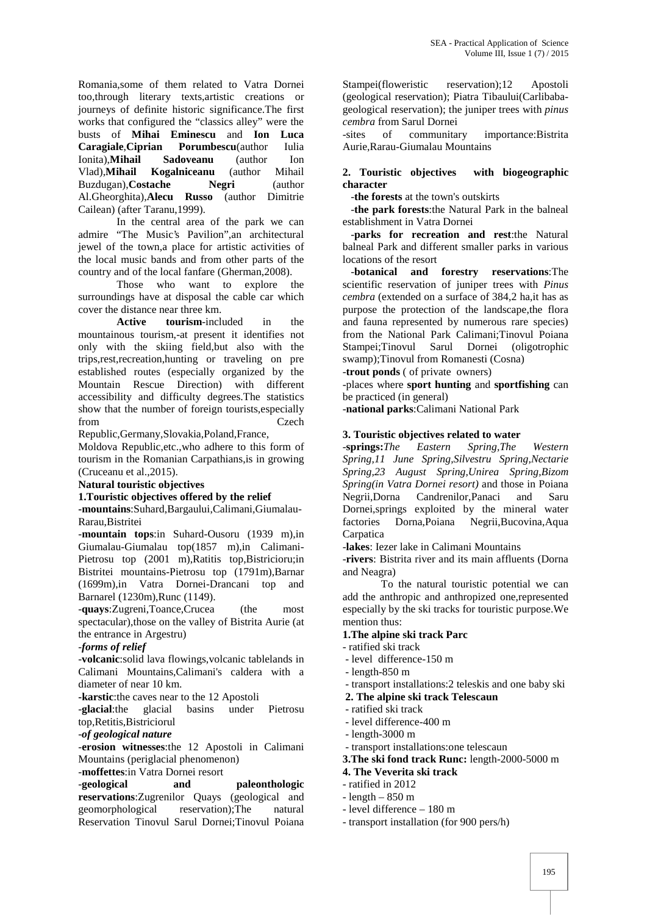Romania,some of them related to Vatra Dornei too,through literary texts,artistic creations or journeys of definite historic significance.The first works that configured the "classics alley" were the busts of **Mihai Eminescu** and **Ion Luca Caragiale**,**Ciprian Porumbescu**(author Iulia Ionita),**Mihail Sadoveanu** (author Ion Vlad),**Mihail Kogalniceanu** (author Mihail Buzdugan),**Costache Negri** (author Al.Gheorghita),**Alecu Russo** (author Dimitrie Cailean) (after Taranu,1999).

In the central area of the park we can admire "The Music's Pavilion",an architectural jewel of the town,a place for artistic activities of the local music bands and from other parts of the country and of the local fanfare (Gherman,2008).

Those who want to explore the surroundings have at disposal the cable car which cover the distance near three km.

**Active tourism**-included in the mountainous tourism,-at present it identifies not only with the skiing field,but also with the trips,rest,recreation,hunting or traveling on pre established routes (especially organized by the Mountain Rescue Direction) with different accessibility and difficulty degrees.The statistics show that the number of foreign tourists,especially from Czech Republic,Germany,Slovakia,Poland,France, Moldova Republic,etc.,who adhere to this form of tourism in the Romanian Carpathians,is in growing (Cruceanu et al.,2015).

**Natural touristic objectives**

**1.Touristic objectives offered by the relief**

-**mountains**:Suhard,Bargaului,Calimani,Giumalau-Rarau,Bistritei

-**mountain tops**:in Suhard-Ousoru (1939 m),in Giumalau-Giumalau top(1857 m),in Calimani-Pietrosu top (2001 m),Ratitis top,Bistricioru;in Bistritei mountains-Pietrosu top (1791m),Barnar (1699m),in Vatra Dornei-Drancani top and Barnarel (1230m),Runc (1149).

-**quays**:Zugreni,Toance,Crucea (the most spectacular),those on the valley of Bistrita Aurie (at the entrance in Argestru)

*-forms of relief*

-**volcanic**:solid lava flowings,volcanic tablelands in Calimani Mountains,Calimani's caldera with a diameter of near 10 km.

-**karstic**:the caves near to the 12 Apostoli

-**glacial**:the glacial basins under Pietrosu top,Retitis,Bistriciorul

*-of geological nature*

-**erosion witnesses**:the 12 Apostoli in Calimani Mountains (periglacial phenomenon)

-**moffettes**:in Vatra Dornei resort

-**geological and paleonthologic reservations**:Zugrenilor Quays (geological and geomorphological reservation);The natural Reservation Tinovul Sarul Dornei;Tinovul Poiana Stampei(floweristic reservation);12 Apostoli (geological reservation); Piatra Tibaului(Carlibaba-geological reservation); the juniper trees with *pinus cembra* from Sarul Dornei

-sites of communitary importance:Bistrita Aurie,Rarau-Giumalau Mountains

**2. Touristic objectives with biogeographic character**

-**the forests** at the town's outskirts

-**the park forests**:the Natural Park in the balneal establishment in Vatra Dornei

-**parks for recreation and rest**:the Natural balneal Park and different smaller parks in various locations of the resort

-**botanical and forestry reservations**:The scientific reservation of juniper trees with *Pinus cembra* (extended on a surface of 384,2 ha,it has as purpose the protection of the landscape,the flora and fauna represented by numerous rare species) from the National Park Calimani;Tinovul Poiana Stampei;Tinovul Sarul Dornei (oligotrophic swamp);Tinovul from Romanesti (Cosna)

-**trout ponds** ( of private owners)

-places where **sport hunting** and **sportfishing** can be practiced (in general)

-**national parks**:Calimani National Park

**3. Touristic objectives related to water**

-**springs:***The Eastern Spring,The Western Spring,11 June Spring,Silvestru Spring,Nectarie Spring,23 August Spring,Unirea Spring,Bizom Spring(in Vatra Dornei resort)* and those in Poiana Negrii,Dorna Candrenilor,Panaci and Saru Dornei,springs exploited by the mineral water factories Dorna,Poiana Negrii,Bucovina,Aqua Carpatica

-**lakes**: Iezer lake in Calimani Mountains

-**rivers**: Bistrita river and its main affluents (Dorna and Neagra)

To the natural touristic potential we can add the anthropic and anthropized one,represented especially by the ski tracks for touristic purpose.We mention thus:

**1.The alpine ski track Parc**

- ratified ski track
- level difference-150 m
- length-850 m
- transport installations:2 teleskis and one baby ski

**2. The alpine ski track Telescaun**

- ratified ski track
- level difference-400 m
- length-3000 m
- transport installations:one telescaun

**3.The ski fond track Runc:** length-2000-5000 m

**4. The Veverita ski track**

- ratified in 2012
- length – 850 m
- level difference – 180 m
- transport installation (for 900 pers/h)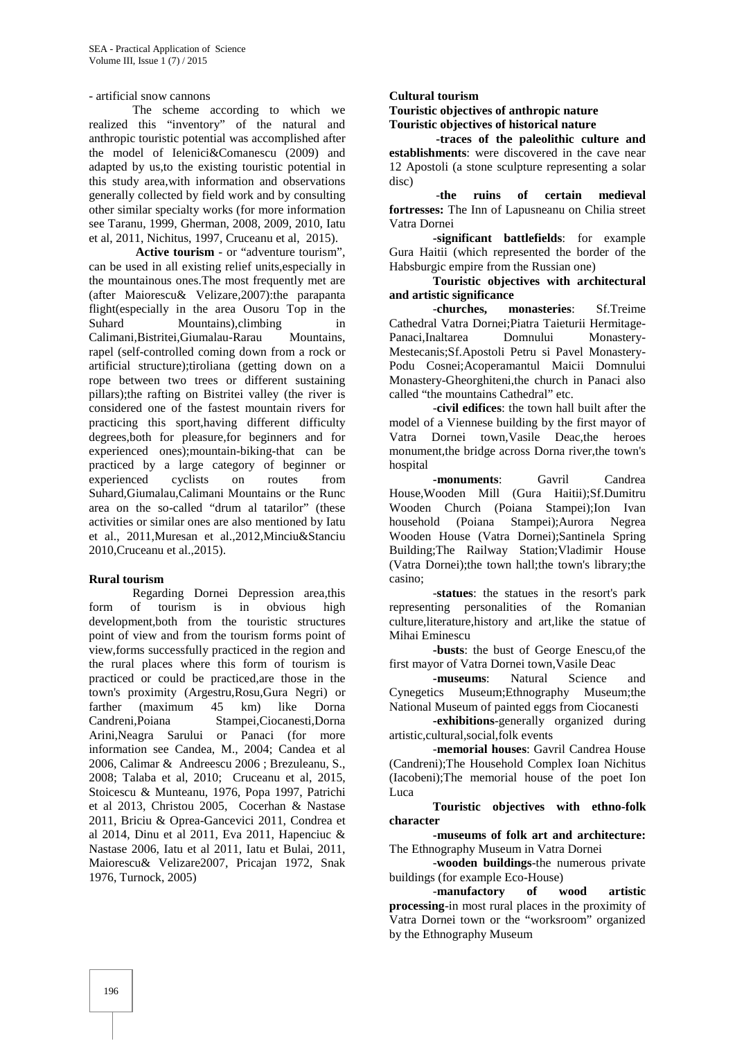- artificial snow cannons

The scheme according to which we realized this "inventory" of the natural and anthropic touristic potential was accomplished after the model of Ielenici&Comanescu (2009) and adapted by us,to the existing touristic potential in this study area,with information and observations generally collected by field work and by consulting other similar specialty works (for more information see Taranu, 1999, Gherman, 2008, 2009, 2010, Iatu et al, 2011, Nichitus, 1997, Cruceanu et al, 2015).

**Active tourism** - or "adventure tourism", can be used in all existing relief units,especially in the mountainous ones.The most frequently met are (after Maiorescu& Velizare,2007):the parapanta flight(especially in the area Ousoru Top in the Suhard Mountains),climbing in Calimani,Bistritei,Giumalau-Rarau Mountains, rapel (self-controlled coming down from a rock or artificial structure);tiroliana (getting down on a rope between two trees or different sustaining pillars);the rafting on Bistritei valley (the river is considered one of the fastest mountain rivers for practicing this sport,having different difficulty degrees,both for pleasure,for beginners and for experienced ones);mountain-biking-that can be practiced by a large category of beginner or experienced cyclists on routes from Suhard,Giumalau,Calimani Mountains or the Runc area on the so-called "drum al tatarilor" (these activities or similar ones are also mentioned by Iatu et al., 2011,Muresan et al.,2012,Minciu&Stanciu 2010,Cruceanu et al.,2015).

**Rural tourism**

Regarding Dornei Depression area,this form of tourism is in obvious high development,both from the touristic structures point of view and from the tourism forms point of view,forms successfully practiced in the region and the rural places where this form of tourism is practiced or could be practiced,are those in the town's proximity (Argestru,Rosu,Gura Negri) or farther (maximum 45 km) like Dorna Candreni,Poiana Stampei,Ciocanesti,Dorna Arini,Neagra Sarului or Panaci (for more information see Candea, M., 2004; Candea et al 2006, Calimar & Andreescu 2006 ; Brezuleanu, S., 2008; Talaba et al, 2010; Cruceanu et al, 2015, Stoicescu & Munteanu, 1976, Popa 1997, Patrichi et al 2013, Christou 2005, Cocerhan & Nastase 2011, Briciu & Oprea-Gancevici 2011, Condrea et al 2014, Dinu et al 2011, Eva 2011, Hapenciuc & Nastase 2006, Iatu et al 2011, Iatu et Bulai, 2011, Maiorescu& Velizare2007, Pricajan 1972, Snak 1976, Turnock, 2005)

**Cultural tourism**

**Touristic objectives of anthropic nature**

**Touristic objectives of historical nature**

**-traces of the paleolithic culture and establishments**: were discovered in the cave near 12 Apostoli (a stone sculpture representing a solar disc)

**-the ruins of certain medieval fortresses:** The Inn of Lapusneanu on Chilia street Vatra Dornei

**-significant battlefields**: for example Gura Haitii (which represented the border of the Habsburgic empire from the Russian one)

**Touristic objectives with architectural and artistic significance**

-**churches, monasteries**: Sf.Treime Cathedral Vatra Dornei;Piatra Taieturii Hermitage-Panaci,Inaltarea Domnului Monastery-Mestecanis;Sf.Apostoli Petru si Pavel Monastery-Podu Cosnei;Acoperamantul Maicii Domnului Monastery-Gheorghiteni,the church in Panaci also called "the mountains Cathedral" etc.

-**civil edifices**: the town hall built after the model of a Viennese building by the first mayor of Vatra Dornei town,Vasile Deac,the heroes monument,the bridge across Dorna river,the town's hospital

**-monuments**: Gavril Candrea House,Wooden Mill (Gura Haitii);Sf.Dumitru Wooden Church (Poiana Stampei);Ion Ivan household (Poiana Stampei);Aurora Negrea Wooden House (Vatra Dornei);Santinela Spring Building;The Railway Station;Vladimir House (Vatra Dornei);the town hall;the town's library;the casino;

-**statues**: the statues in the resort's park representing personalities of the Romanian culture,literature,history and art,like the statue of Mihai Eminescu

**-busts**: the bust of George Enescu,of the first mayor of Vatra Dornei town,Vasile Deac

**-museums**: Natural Science and Cynegetics Museum;Ethnography Museum;the National Museum of painted eggs from Ciocanesti

**-exhibitions**-generally organized during artistic,cultural,social,folk events

-**memorial houses**: Gavril Candrea House (Candreni);The Household Complex Ioan Nichitus (Iacobeni);The memorial house of the poet Ion Luca

**Touristic objectives with ethno-folk character**

**-museums of folk art and architecture:** The Ethnography Museum in Vatra Dornei

-**wooden buildings**-the numerous private buildings (for example Eco-House)

-**manufactory of wood artistic processing**-in most rural places in the proximity of Vatra Dornei town or the "worksroom" organized by the Ethnography Museum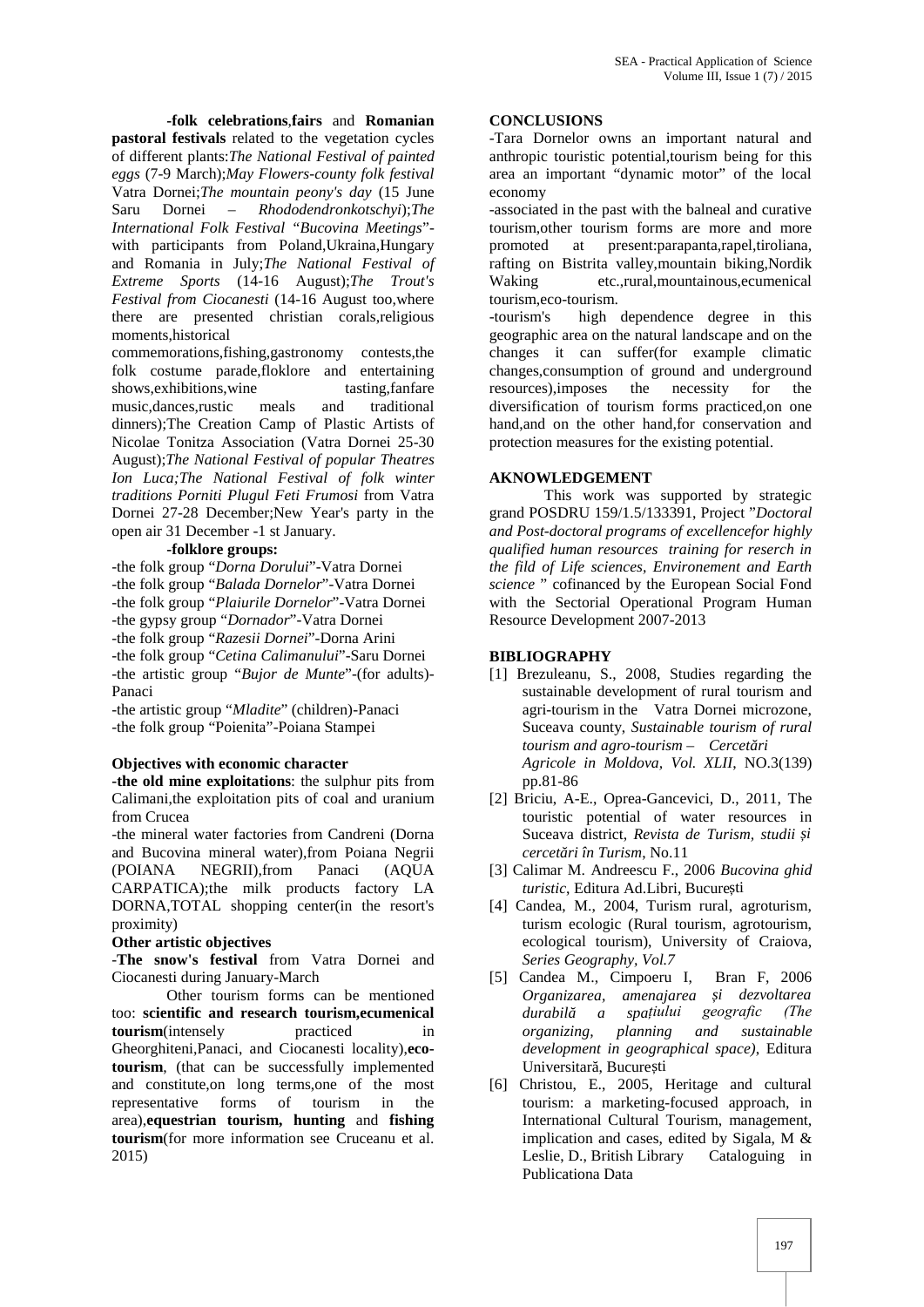**-folk celebrations**,**fairs** and **Romanian pastoral festivals** related to the vegetation cycles of different plants:*The National Festival of painted eggs* (7-9 March);*May Flowers-county folk festival* Vatra Dornei;*The mountain peony's day* (15 June Saru Dornei – *Rhododendronkotschyi*);*The International Folk Festival "Bucovina Meetings"*-with participants from Poland,Ukraina,Hungary and Romania in July;*The National Festival of Extreme Sports* (14-16 August);*The Trout's Festival from Ciocanesti* (14-16 August too,where there are presented christian corals,religious moments,historical commemorations,fishing,gastronomy contests,the folk costume parade,floklore and entertaining shows,exhibitions,wine tasting,fanfare music,dances,rustic meals and traditional dinners);The Creation Camp of Plastic Artists of Nicolae Tonitza Association (Vatra Dornei 25-30 August);*The National Festival of popular Theatres Ion Luca;The National Festival of folk winter traditions Porniti Plugul Feti Frumosi* from Vatra Dornei 27-28 December;New Year's party in the open air 31 December -1 st January.

**-folklore groups:**

-the folk group "*Dorna Dorului*"-Vatra Dornei
-the folk group "*Balada Dornelor*"-Vatra Dornei
-the folk group "*Plaiurile Dornelor*"-Vatra Dornei
-the gypsy group "*Dornador*"-Vatra Dornei
-the folk group "*Razesii Dornei*"-Dorna Arini
-the folk group "*Cetina Calimanului*"-Saru Dornei
-the artistic group "*Bujor de Munte*"-(for adults)-Panaci
-the artistic group "*Mladite*" (children)-Panaci
-the folk group "Poienita"-Poiana Stampei

**Objectives with economic character**

**-the old mine exploitations**: the sulphur pits from Calimani,the exploitation pits of coal and uranium from Crucea

-the mineral water factories from Candreni (Dorna and Bucovina mineral water),from Poiana Negrii (POIANA NEGRII),from Panaci (AQUA CARPATICA);the milk products factory LA DORNA,TOTAL shopping center(in the resort's proximity)

**Other artistic objectives**

-**The snow's festival** from Vatra Dornei and Ciocanesti during January-March

Other tourism forms can be mentioned too: **scientific and research tourism,ecumenical tourism**(intensely practiced in Gheorghiteni,Panaci, and Ciocanesti locality),**eco-tourism**, (that can be successfully implemented and constitute,on long terms,one of the most representative forms of tourism in the area),**equestrian tourism, hunting** and **fishing tourism**(for more information see Cruceanu et al. 2015)

**CONCLUSIONS**

-Tara Dornelor owns an important natural and anthropic touristic potential,tourism being for this area an important "dynamic motor" of the local economy

-associated in the past with the balneal and curative tourism,other tourism forms are more and more promoted at present:parapanta,rapel,tiroliana, rafting on Bistrita valley,mountain biking,Nordik Waking etc.,rural,mountainous,ecumenical tourism,eco-tourism.

-tourism's high dependence degree in this geographic area on the natural landscape and on the changes it can suffer(for example climatic changes,consumption of ground and underground resources),imposes the necessity for the diversification of tourism forms practiced,on one hand,and on the other hand,for conservation and protection measures for the existing potential.

**AKNOWLEDGEMENT**

This work was supported by strategic grand POSDRU 159/1.5/133391, Project "*Doctoral and Post-doctoral programs of excellencefor highly qualified human resources training for reserch in the fild of Life sciences, Environement and Earth science* " cofinanced by the European Social Fond with the Sectorial Operational Program Human Resource Development 2007-2013

**BIBLIOGRAPHY**

[1] Brezuleanu, S., 2008, Studies regarding the sustainable development of rural tourism and agri-tourism in the Vatra Dornei microzone, Suceava county, *Sustainable tourism of rural tourism and agro-tourism – Cercetări Agricole in Moldova, Vol. XLII*, NO.3(139) pp.81-86

[2] Briciu, A-E., Oprea-Gancevici, D., 2011, The touristic potential of water resources in Suceava district, *Revista de Turism, studii și cercetări în Turism*, No.11

[3] Calimar M. Andreescu F., 2006 *Bucovina ghid turistic*, Editura Ad.Libri, București

[4] Candea, M., 2004, Turism rural, agroturism, turism ecologic (Rural tourism, agrotourism, ecological tourism), University of Craiova, *Series Geography, Vol.7*

[5] Candea M., Cimpoeru I, Bran F, 2006 *Organizarea, amenajarea și dezvoltarea durabilă a spațiului geografic (The organizing, planning and sustainable development in geographical space)*, Editura Universitară, București

[6] Christou, E., 2005, Heritage and cultural tourism: a marketing-focused approach, in International Cultural Tourism, management, implication and cases, edited by Sigala, M & Leslie, D., British Library Cataloguing in Publicationa Data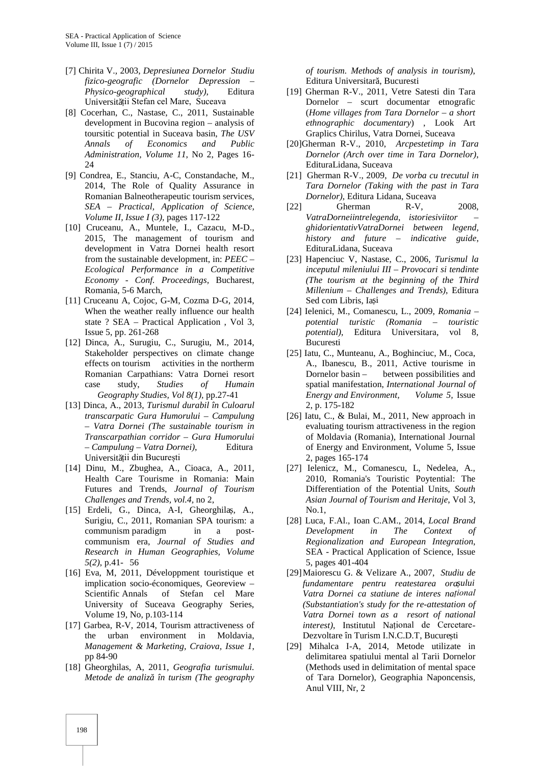[7] Chirita V., 2003, *Depresiunea Dornelor Studiu fizico-geografic (Dornelor Depression – Physico-geographical study)*, Editura Universității Stefan cel Mare, Suceava

[8] Cocerhan, C., Nastase, C., 2011, Sustainable development in Bucovina region – analysis of toursitic potential in Suceava basin, *The USV Annals of Economics and Public Administration, Volume 11*, No 2, Pages 16-24

[9] Condrea, E., Stanciu, A-C, Constandache, M., 2014, The Role of Quality Assurance in Romanian Balneotherapeutic tourism services, *SEA – Practical, Application of Science, Volume II, Issue I (3)*, pages 117-122

[10] Cruceanu, A., Muntele, I., Cazacu, M-D., 2015, The management of tourism and development in Vatra Dornei health resort from the sustainable development, in: *PEEC – Ecological Performance in a Competitive Economy - Conf. Proceedings,* Bucharest, Romania, 5-6 March,

[11] Cruceanu A, Cojoc, G-M, Cozma D-G, 2014, When the weather really influence our health state ? SEA – Practical Application , Vol 3, Issue 5, pp. 261-268

[12] Dinca, A., Surugiu, C., Surugiu, M., 2014, Stakeholder perspectives on climate change effects on tourism activities in the northerm Romanian Carpathians: Vatra Dornei resort case study, *Studies of Humain Geography Studies, Vol 8(1)*, pp.27-41

[13] Dinca, A., 2013, *Turismul durabil în Culoarul transcarpatic Gura Humorului – Campulung – Vatra Dornei (The sustainable tourism in Transcarpathian corridor – Gura Humorului – Campulung – Vatra Dornei),* Editura Universității din București

[14] Dinu, M., Zbughea, A., Cioaca, A., 2011, Health Care Tourisme in Romania: Main Futures and Trends, *Journal of Tourism Challenges and Trends, vol.4,* no 2,

[15] Erdeli, G., Dinca, A-I, Gheorghilaș, A., Surigiu, C., 2011, Romanian SPA tourism: a communism paradigm in a post-communism era, *Journal of Studies and Research in Human Geographies, Volume 5(2)*, p.41- 56

[16] Eva, M, 2011, Développment touristique et implication socio-économiques, Georeview – Scientific Annals of Stefan cel Mare University of Suceava Geography Series, Volume 19, No, p.103-114

[17] Garbea, R-V, 2014, Tourism attractiveness of the urban environment in Moldavia, *Management & Marketing, Craiova, Issue 1*, pp 84-90

[18] Gheorghilas, A, 2011, *Geografia turismului. Metode de analiză în turism (The geography of tourism. Methods of analysis in tourism),* Editura Universitară, Bucuresti

[19] Gherman R-V., 2011, Vetre Satesti din Tara Dornelor – scurt documentar etnografic (*Home villages from Tara Dornelor – a short ethnographic documentary*) , Look Art Graplics Chirilus, Vatra Dornei, Suceava

[20] Gherman R-V., 2010, *Arcpestetimp in Tara Dornelor (Arch over time in Tara Dornelor)*, EdituraLidana, Suceava

[21] Gherman R-V., 2009, *De vorba cu trecutul in Tara Dornelor (Taking with the past in Tara Dornelor)*, Editura Lidana, Suceava

[22] Gherman R-V, 2008, *VatraDorneiintrelegenda, istoriesiviitor – ghidorientativVatraDornei between legend, history and future – indicative guide*, EdituraLidana, Suceava

[23] Hapenciuc V, Nastase, C., 2006, *Turismul la inceputul mileniului III – Provocari si tendinte (The tourism at the beginning of the Third Millenium – Challenges and Trends)*, Editura Sed com Libris, Iași

[24] Ielenici, M., Comanescu, L., 2009, *Romania – potential turistic (Romania – touristic potential)*, Editura Universitara, vol 8, Bucuresti

[25] Iatu, C., Munteanu, A., Boghinciuc, M., Coca, A., Ibanescu, B., 2011, Active tourisme in Dornelor basin – between possibilities and spatial manifestation, *International Journal of Energy and Environment, Volume 5,* Issue 2, p. 175-182

[26] Iatu, C., & Bulai, M., 2011, New approach in evaluating tourism attractiveness in the region of Moldavia (Romania), International Journal of Energy and Environment, Volume 5, Issue 2, pages 165-174

[27] Ielenicz, M., Comanescu, L, Nedelea, A., 2010, Romania's Touristic Poytential: The Differentiation of the Potential Units, *South Asian Journal of Tourism and Heritaje*, Vol 3, No.1,

[28] Luca, F.Al., Ioan C.AM., 2014, *Local Brand Development in The Context of Regionalization and European Integration*, SEA - Practical Application of Science, Issue 5, pages 401-404

[29] Maiorescu G. & Velizare A., 2007, *Studiu de fundamentare pentru reatestarea orașului Vatra Dornei ca statiune de interes național (Substantiation's study for the re-attestation of Vatra Dornei town as a resort of national interest)*, Institutul Național de Cercetare-Dezvoltare în Turism I.N.C.D.T, București

[29] Mihalca I-A, 2014, Metode utilizate in delimitarea spatiului mental al Tarii Dornelor (Methods used in delimitation of mental space of Tara Dornelor), Geographia Naponcensis, Anul VIII, Nr, 2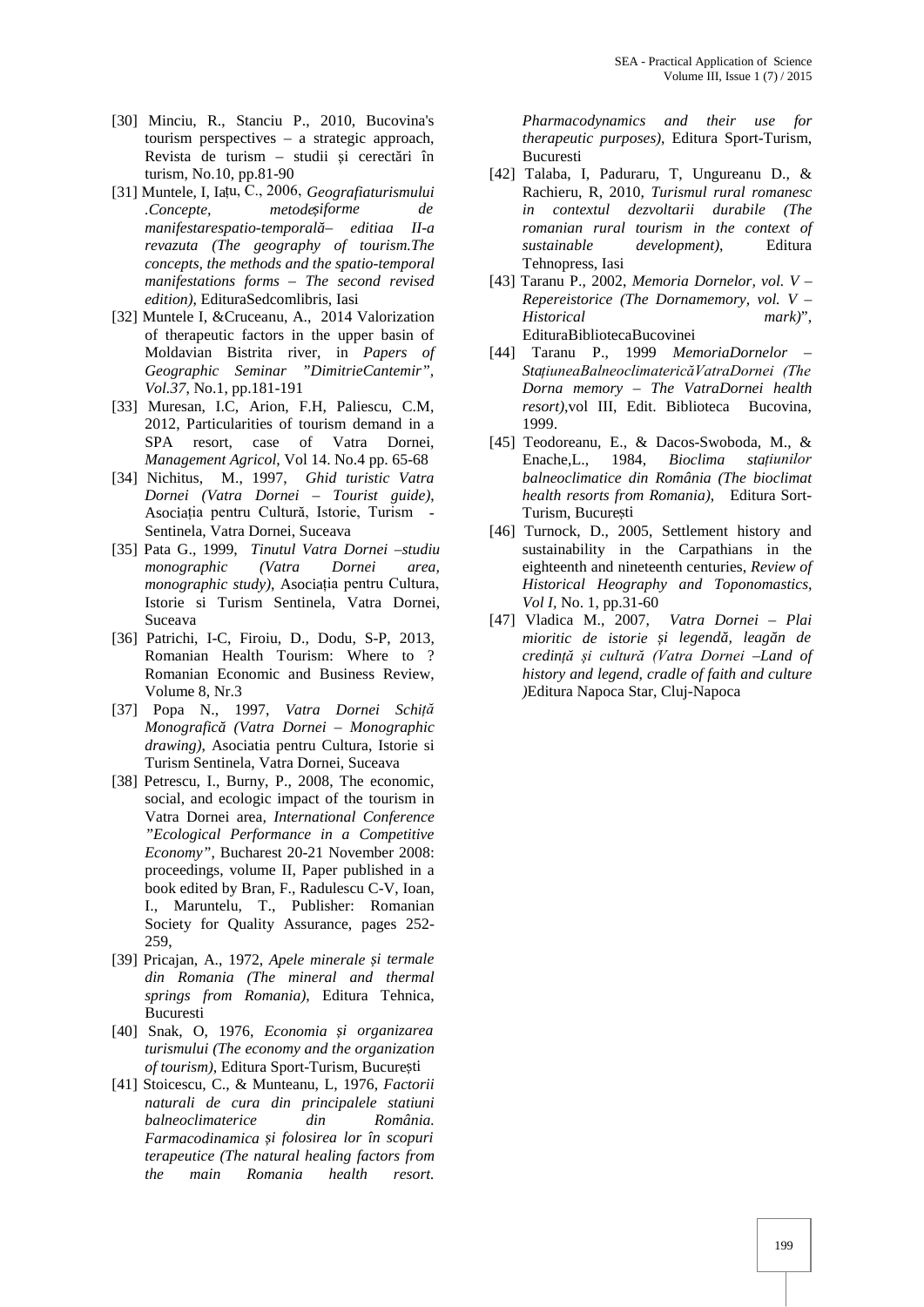[30] Minciu, R., Stanciu P., 2010, Bucovina's tourism perspectives – a strategic approach, Revista de turism – studii și cercetări în turism, No.10, pp.81-90

[31] Muntele, I, Ia‚tu, C., 2006, *Geografiaturismului .Concepte, metodeșiforme de manifestarespatio-temporală– editiaa II-a revazuta (The geography of tourism.The concepts, the methods and the spatio-temporal manifestations forms – The second revised edition)*, EdituraSedcomlibris, Iasi

[32] Muntele I, &Cruceanu, A., 2014 Valorization of therapeutic factors in the upper basin of Moldavian Bistrita river, in *Papers of Geographic Seminar "DimitrieCantemir", Vol.37*, No.1, pp.181-191

[33] Muresan, I.C, Arion, F.H, Paliescu, C.M, 2012, Particularities of tourism demand in a SPA resort, case of Vatra Dornei, *Management Agricol*, Vol 14. No.4 pp. 65-68

[34] Nichitus, M., 1997, *Ghid turistic Vatra Dornei (Vatra Dornei – Tourist guide)*, Asociația pentru Cultură, Istorie, Turism - Sentinela, Vatra Dornei, Suceava

[35] Pata G., 1999, *Tinutul Vatra Dornei –studiu monographic (Vatra Dornei area, monographic study)*, Asociația pentru Cultura, Istorie si Turism Sentinela, Vatra Dornei, Suceava

[36] Patrichi, I-C, Firoiu, D., Dodu, S-P, 2013, Romanian Health Tourism: Where to ? Romanian Economic and Business Review, Volume 8, Nr.3

[37] Popa N., 1997, *Vatra Dornei Schiță Monografică (Vatra Dornei – Monographic drawing)*, Asociatia pentru Cultura, Istorie si Turism Sentinela, Vatra Dornei, Suceava

[38] Petrescu, I., Burny, P., 2008, The economic, social, and ecologic impact of the tourism in Vatra Dornei area, *International Conference "Ecological Performance in a Competitive Economy"*, Bucharest 20-21 November 2008: proceedings, volume II, Paper published in a book edited by Bran, F., Radulescu C-V, Ioan, I., Maruntelu, T., Publisher: Romanian Society for Quality Assurance, pages 252-259,

[39] Pricajan, A., 1972, *Apele minerale și termale din Romania (The mineral and thermal springs from Romania)*, Editura Tehnica, Bucuresti

[40] Snak, O, 1976, *Economia și organizarea turismului (The economy and the organization of tourism)*, Editura Sport-Turism, București

[41] Stoicescu, C., & Munteanu, L, 1976, *Factorii naturali de cura din principalele statiuni balneoclimaterice din România. Farmacodinamica și folosirea lor în scopuri terapeutice (The natural healing factors from the main Romania health resort. Pharmacodynamics and their use for therapeutic purposes)*, Editura Sport-Turism, Bucuresti

[42] Talaba, I, Paduraru, T, Ungureanu D., & Rachieru, R, 2010, *Turismul rural romanesc in contextul dezvoltarii durabile (The romanian rural tourism in the context of sustainable development)*, Editura Tehnopress, Iasi

[43] Taranu P., 2002, *Memoria Dornelor, vol. V – Repereistorice (The Dornamemory, vol. V – Historical mark)*", EdituraBibliotecaBucovinei

[44] Taranu P., 1999 *MemoriaDornelor – StațiuneaBalneoclimatericăVatraDornei (The Dorna memory – The VatraDornei health resort)*,vol III, Edit. Biblioteca Bucovina, 1999.

[45] Teodoreanu, E., & Dacos-Swoboda, M., & Enache,L., 1984, *Bioclima stațiunilor balneoclimatice din România (The bioclimat health resorts from Romania)*, Editura Sort-Turism, București

[46] Turnock, D., 2005, Settlement history and sustainability in the Carpathians in the eighteenth and nineteenth centuries, *Review of Historical Heography and Toponomastics, Vol I*, No. 1, pp.31-60

[47] Vladica M., 2007, *Vatra Dornei – Plai mioritic de istorie și legendă, leagăn de credință și cultură (Vatra Dornei –Land of history and legend, cradle of faith and culture )*Editura Napoca Star, Cluj-Napoca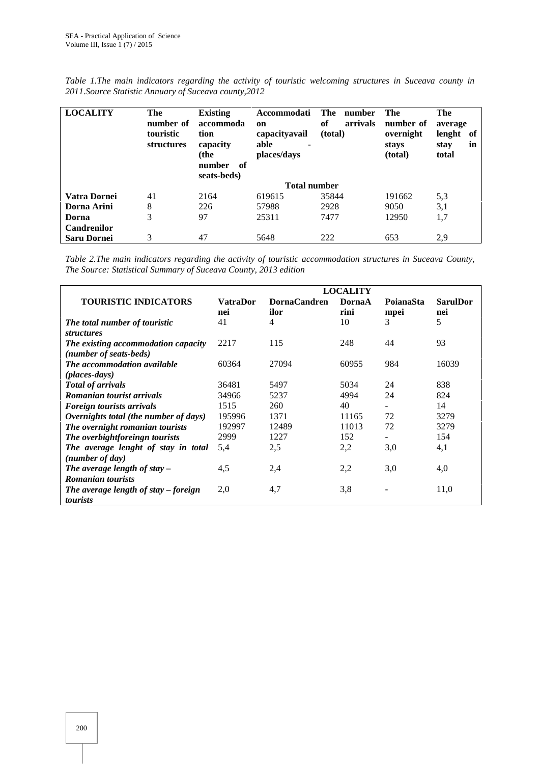*Table 1.The main indicators regarding the activity of touristic welcoming structures in Suceava county in 2011.Source Statistic Annuary of Suceava county,2012*

| LOCALITY | The number of touristic structures | Existing accommodation capacity (the number of seats-beds) | Accommodation capacityavailable - places/days | The number of arrivals (total) | The number of overnight stays (total) | The average lenght of stay in total |
|---|---|---|---|---|---|---|
| | | | Total number | | | |
| **Vatra Dornei** | 41 | 2164 | 619615 | 35844 | 191662 | 5,3 |
| **Dorna Arini** | 8 | 226 | 57988 | 2928 | 9050 | 3,1 |
| **Dorna Candrenilor** | 3 | 97 | 25311 | 7477 | 12950 | 1,7 |
| **Saru Dornei** | 3 | 47 | 5648 | 222 | 653 | 2,9 |

*Table 2.The main indicators regarding the activity of touristic accommodation structures in Suceava County, The Source: Statistical Summary of Suceava County, 2013 edition*

| TOURISTIC INDICATORS | LOCALITY | | | | |
|---|---|---|---|---|---|
| | **VatraDornei** | **DornaCandrenilor** | **DornaArini** | **PoianaStampei** | **SarulDornei** |
| ***The total number of touristic structures*** | 41 | 4 | 10 | 3 | 5 |
| ***The existing accommodation capacity (number of seats-beds)*** | 2217 | 115 | 248 | 44 | 93 |
| ***The accommodation available (places-days)*** | 60364 | 27094 | 60955 | 984 | 16039 |
| ***Total of arrivals*** | 36481 | 5497 | 5034 | 24 | 838 |
| ***Romanian tourist arrivals*** | 34966 | 5237 | 4994 | 24 | 824 |
| ***Foreign tourists arrivals*** | 1515 | 260 | 40 | - | 14 |
| ***Overnights total (the number of days)*** | 195996 | 1371 | 11165 | 72 | 3279 |
| ***The overnight romanian tourists*** | 192997 | 12489 | 11013 | 72 | 3279 |
| ***The overbightforeingn tourists*** | 2999 | 1227 | 152 | - | 154 |
| ***The average lenght of stay in total (number of day)*** | 5,4 | 2,5 | 2,2 | 3,0 | 4,1 |
| ***The average length of stay – Romanian tourists*** | 4,5 | 2,4 | 2,2 | 3,0 | 4,0 |
| ***The average length of stay – foreign tourists*** | 2,0 | 4,7 | 3,8 | - | 11,0 |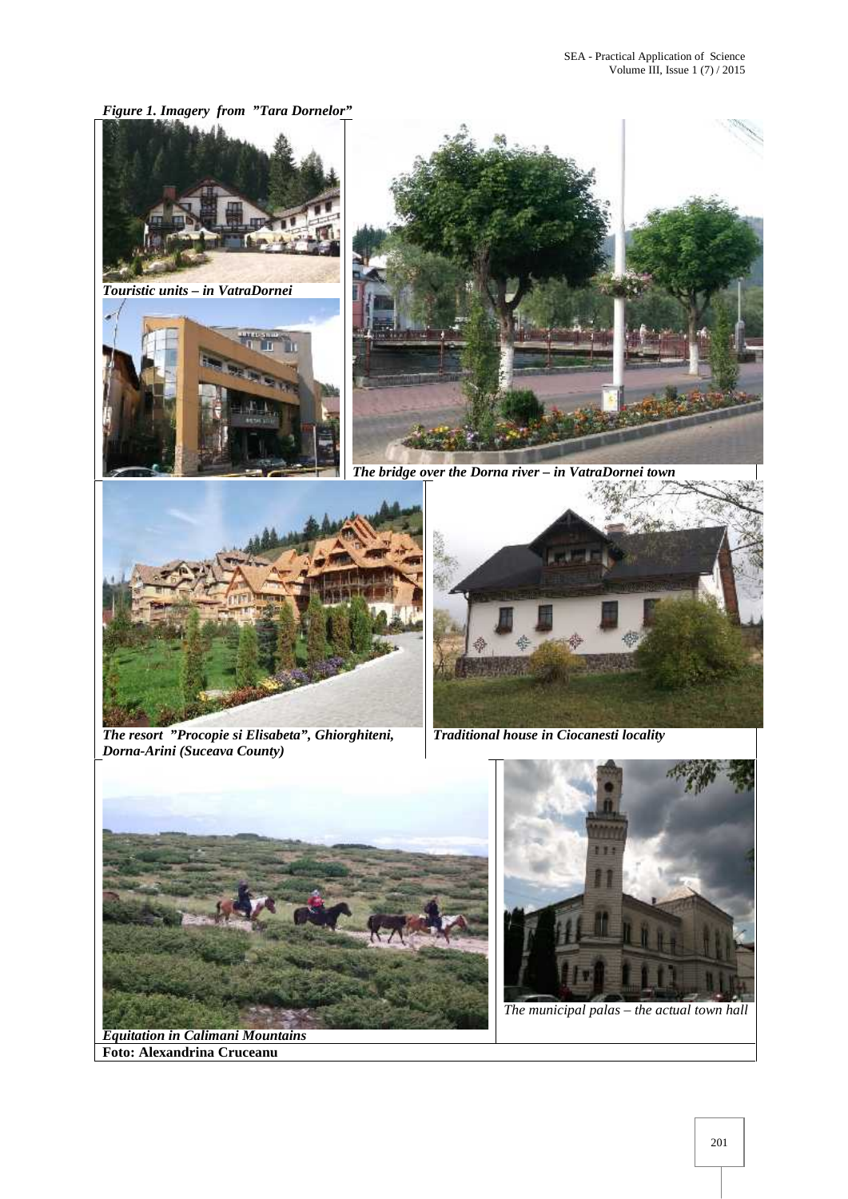*Figure 1. Imagery from "Tara Dornelor"*

***Touristic units – in VatraDornei***

***The bridge over the Dorna river – in VatraDornei town***

***The resort "Procopie si Elisabeta", Ghiorghiteni, Dorna-Arini (Suceava County)***

***Traditional house in Ciocanesti locality***

***Equitation in Calimani Mountains***

*The municipal palas – the actual town hall*

**Foto: Alexandrina Cruceanu**